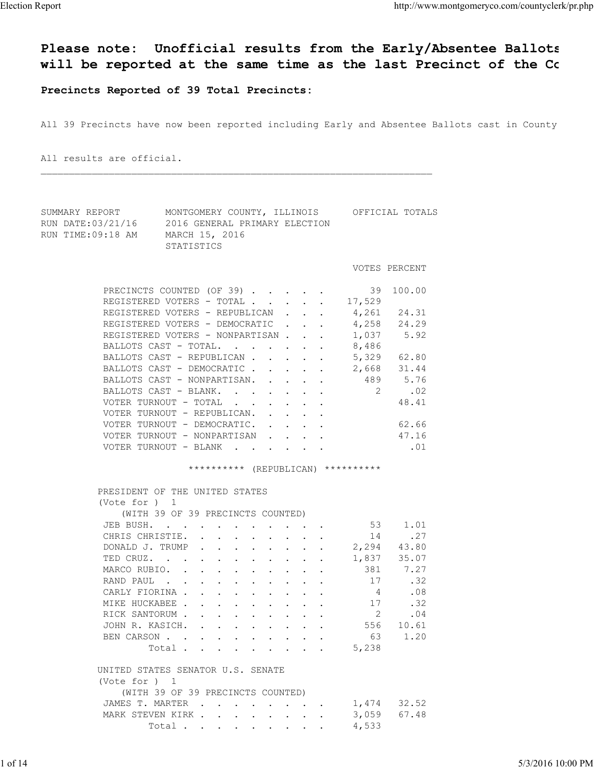**Please note: Unofficial results from the Early/Absentee Ballots will be reported at the same time as the last Precinct of the Co**

**Precincts Reported of 39 Total Precincts:**

All 39 Precincts have now been reported including Early and Absentee Ballots cast in County

All results are official.

---

SUMMARY REPORT — MONTGOMERY COUNTY, ILLINOIS — OFFICIAL TOTALS
RUN DATE:03/21/16 — 2016 GENERAL PRIMARY ELECTION
RUN TIME:09:18 AM — MARCH 15, 2016

STATISTICS

| | VOTES | PERCENT |
|---|---|---|
| PRECINCTS COUNTED (OF 39) | 39 | 100.00 |
| REGISTERED VOTERS - TOTAL | 17,529 | |
| REGISTERED VOTERS - REPUBLICAN | 4,261 | 24.31 |
| REGISTERED VOTERS - DEMOCRATIC | 4,258 | 24.29 |
| REGISTERED VOTERS - NONPARTISAN | 1,037 | 5.92 |
| BALLOTS CAST - TOTAL. | 8,486 | |
| BALLOTS CAST - REPUBLICAN | 5,329 | 62.80 |
| BALLOTS CAST - DEMOCRATIC | 2,668 | 31.44 |
| BALLOTS CAST - NONPARTISAN. | 489 | 5.76 |
| BALLOTS CAST - BLANK. | 2 | .02 |
| VOTER TURNOUT - TOTAL | | 48.41 |
| VOTER TURNOUT - REPUBLICAN. | | |
| VOTER TURNOUT - DEMOCRATIC. | | 62.66 |
| VOTER TURNOUT - NONPARTISAN | | 47.16 |
| VOTER TURNOUT - BLANK | | .01 |

********** (REPUBLICAN) **********

PRESIDENT OF THE UNITED STATES
(Vote for ) 1
(WITH 39 OF 39 PRECINCTS COUNTED)

| | VOTES | PERCENT |
|---|---|---|
| JEB BUSH. | 53 | 1.01 |
| CHRIS CHRISTIE. | 14 | .27 |
| DONALD J. TRUMP | 2,294 | 43.80 |
| TED CRUZ. | 1,837 | 35.07 |
| MARCO RUBIO. | 381 | 7.27 |
| RAND PAUL | 17 | .32 |
| CARLY FIORINA | 4 | .08 |
| MIKE HUCKABEE | 17 | .32 |
| RICK SANTORUM | 2 | .04 |
| JOHN R. KASICH. | 556 | 10.61 |
| BEN CARSON | 63 | 1.20 |
| Total | 5,238 | |

UNITED STATES SENATOR U.S. SENATE
(Vote for ) 1
(WITH 39 OF 39 PRECINCTS COUNTED)

| | VOTES | PERCENT |
|---|---|---|
| JAMES T. MARTER | 1,474 | 32.52 |
| MARK STEVEN KIRK | 3,059 | 67.48 |
| Total | 4,533 | |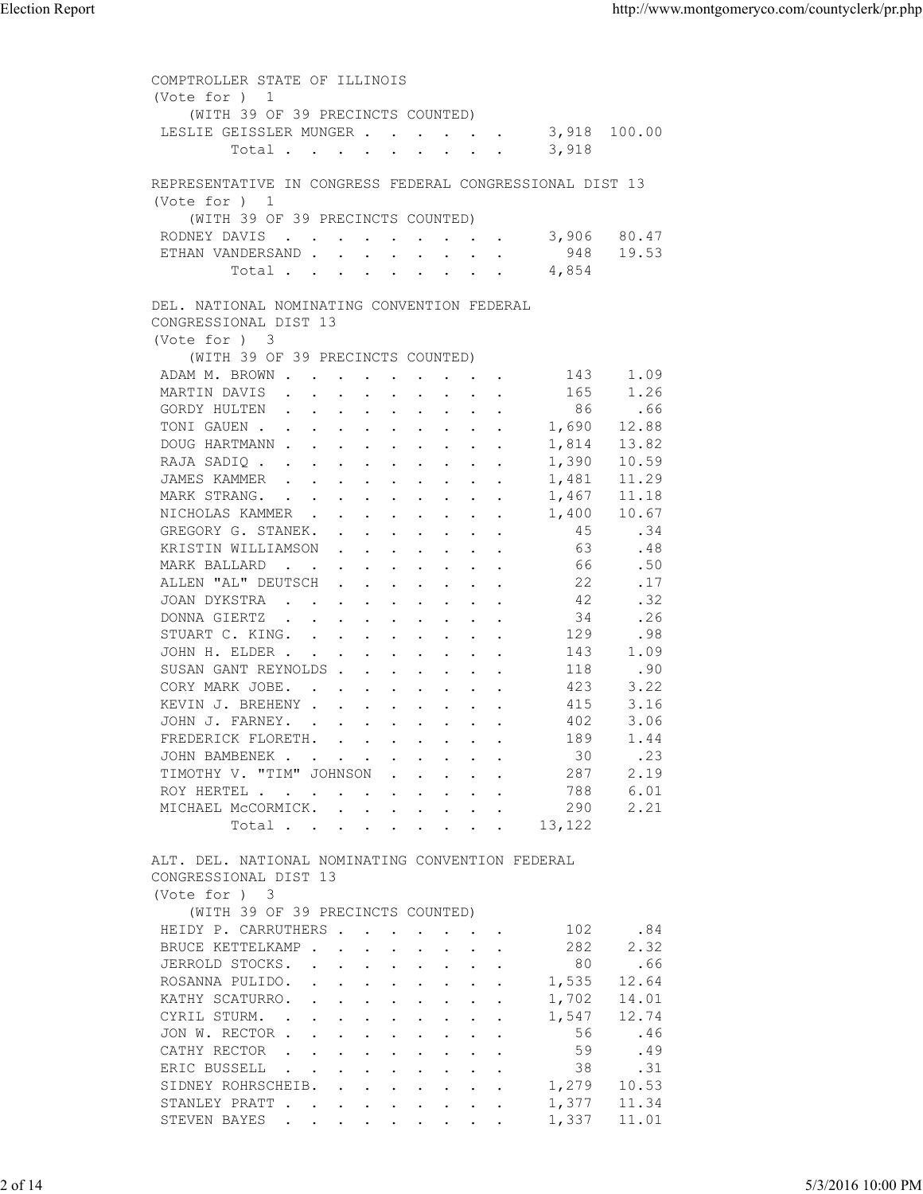COMPTROLLER STATE OF ILLINOIS
(Vote for ) 1
(WITH 39 OF 39 PRECINCTS COUNTED)

| Candidate | Votes | Percent |
|---|---|---|
| LESLIE GEISSLER MUNGER | 3,918 | 100.00 |
| Total | 3,918 | |

REPRESENTATIVE IN CONGRESS FEDERAL CONGRESSIONAL DIST 13
(Vote for ) 1
(WITH 39 OF 39 PRECINCTS COUNTED)

| Candidate | Votes | Percent |
|---|---|---|
| RODNEY DAVIS | 3,906 | 80.47 |
| ETHAN VANDERSAND | 948 | 19.53 |
| Total | 4,854 | |

DEL. NATIONAL NOMINATING CONVENTION FEDERAL CONGRESSIONAL DIST 13
(Vote for ) 3
(WITH 39 OF 39 PRECINCTS COUNTED)

| Candidate | Votes | Percent |
|---|---|---|
| ADAM M. BROWN | 143 | 1.09 |
| MARTIN DAVIS | 165 | 1.26 |
| GORDY HULTEN | 86 | .66 |
| TONI GAUEN | 1,690 | 12.88 |
| DOUG HARTMANN | 1,814 | 13.82 |
| RAJA SADIQ | 1,390 | 10.59 |
| JAMES KAMMER | 1,481 | 11.29 |
| MARK STRANG. | 1,467 | 11.18 |
| NICHOLAS KAMMER | 1,400 | 10.67 |
| GREGORY G. STANEK. | 45 | .34 |
| KRISTIN WILLIAMSON | 63 | .48 |
| MARK BALLARD | 66 | .50 |
| ALLEN "AL" DEUTSCH | 22 | .17 |
| JOAN DYKSTRA | 42 | .32 |
| DONNA GIERTZ | 34 | .26 |
| STUART C. KING. | 129 | .98 |
| JOHN H. ELDER | 143 | 1.09 |
| SUSAN GANT REYNOLDS | 118 | .90 |
| CORY MARK JOBE. | 423 | 3.22 |
| KEVIN J. BREHENY | 415 | 3.16 |
| JOHN J. FARNEY. | 402 | 3.06 |
| FREDERICK FLORETH. | 189 | 1.44 |
| JOHN BAMBENEK | 30 | .23 |
| TIMOTHY V. "TIM" JOHNSON | 287 | 2.19 |
| ROY HERTEL | 788 | 6.01 |
| MICHAEL McCORMICK. | 290 | 2.21 |
| Total | 13,122 | |

ALT. DEL. NATIONAL NOMINATING CONVENTION FEDERAL CONGRESSIONAL DIST 13
(Vote for ) 3
(WITH 39 OF 39 PRECINCTS COUNTED)

| Candidate | Votes | Percent |
|---|---|---|
| HEIDY P. CARRUTHERS | 102 | .84 |
| BRUCE KETTELKAMP | 282 | 2.32 |
| JERROLD STOCKS. | 80 | .66 |
| ROSANNA PULIDO. | 1,535 | 12.64 |
| KATHY SCATURRO. | 1,702 | 14.01 |
| CYRIL STURM. | 1,547 | 12.74 |
| JON W. RECTOR | 56 | .46 |
| CATHY RECTOR | 59 | .49 |
| ERIC BUSSELL | 38 | .31 |
| SIDNEY ROHRSCHEIB. | 1,279 | 10.53 |
| STANLEY PRATT | 1,377 | 11.34 |
| STEVEN BAYES | 1,337 | 11.01 |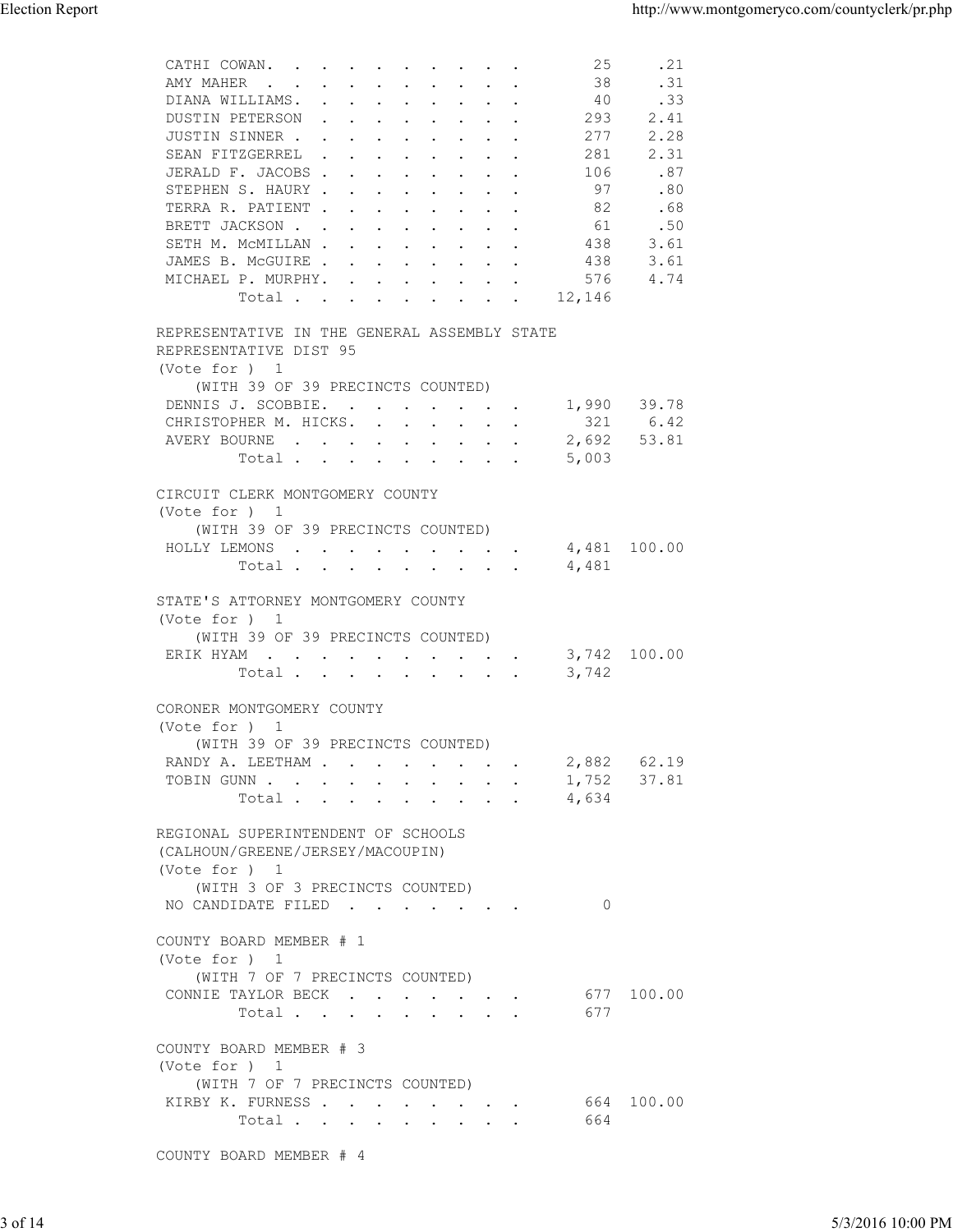| | | |
|---|---|---|
| CATHI COWAN | 25 | .21 |
| AMY MAHER | 38 | .31 |
| DIANA WILLIAMS | 40 | .33 |
| DUSTIN PETERSON | 293 | 2.41 |
| JUSTIN SINNER | 277 | 2.28 |
| SEAN FITZGERREL | 281 | 2.31 |
| JERALD F. JACOBS | 106 | .87 |
| STEPHEN S. HAURY | 97 | .80 |
| TERRA R. PATIENT | 82 | .68 |
| BRETT JACKSON | 61 | .50 |
| SETH M. McMILLAN | 438 | 3.61 |
| JAMES B. McGUIRE | 438 | 3.61 |
| MICHAEL P. MURPHY | 576 | 4.74 |
| Total | 12,146 | |

## REPRESENTATIVE IN THE GENERAL ASSEMBLY STATE REPRESENTATIVE DIST 95

(Vote for ) 1

(WITH 39 OF 39 PRECINCTS COUNTED)

| | | |
|---|---|---|
| DENNIS J. SCOBBIE | 1,990 | 39.78 |
| CHRISTOPHER M. HICKS | 321 | 6.42 |
| AVERY BOURNE | 2,692 | 53.81 |
| Total | 5,003 | |

## CIRCUIT CLERK MONTGOMERY COUNTY

(Vote for ) 1

(WITH 39 OF 39 PRECINCTS COUNTED)

| | | |
|---|---|---|
| HOLLY LEMONS | 4,481 | 100.00 |
| Total | 4,481 | |

## STATE'S ATTORNEY MONTGOMERY COUNTY

(Vote for ) 1

(WITH 39 OF 39 PRECINCTS COUNTED)

| | | |
|---|---|---|
| ERIK HYAM | 3,742 | 100.00 |
| Total | 3,742 | |

## CORONER MONTGOMERY COUNTY

(Vote for ) 1

(WITH 39 OF 39 PRECINCTS COUNTED)

| | | |
|---|---|---|
| RANDY A. LEETHAM | 2,882 | 62.19 |
| TOBIN GUNN | 1,752 | 37.81 |
| Total | 4,634 | |

## REGIONAL SUPERINTENDENT OF SCHOOLS (CALHOUN/GREENE/JERSEY/MACOUPIN)

(Vote for ) 1

(WITH 3 OF 3 PRECINCTS COUNTED)

| | | |
|---|---|---|
| NO CANDIDATE FILED | 0 | |

## COUNTY BOARD MEMBER # 1

(Vote for ) 1

(WITH 7 OF 7 PRECINCTS COUNTED)

| | | |
|---|---|---|
| CONNIE TAYLOR BECK | 677 | 100.00 |
| Total | 677 | |

## COUNTY BOARD MEMBER # 3

(Vote for ) 1

(WITH 7 OF 7 PRECINCTS COUNTED)

| | | |
|---|---|---|
| KIRBY K. FURNESS | 664 | 100.00 |
| Total | 664 | |

## COUNTY BOARD MEMBER # 4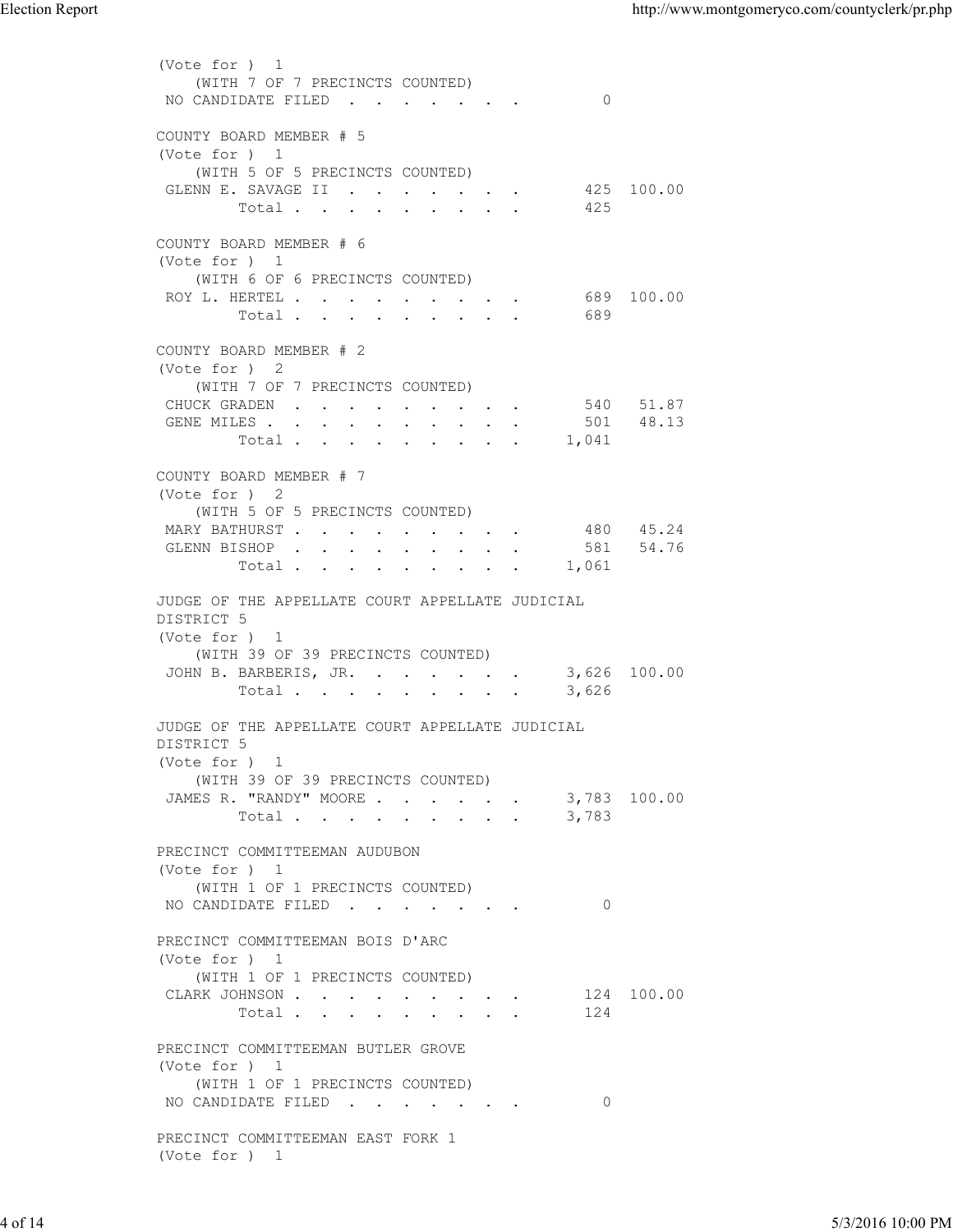(Vote for ) 1
(WITH 7 OF 7 PRECINCTS COUNTED)

| | Votes | Percent |
|---|---|---|
| NO CANDIDATE FILED | 0 | |

COUNTY BOARD MEMBER # 5
(Vote for ) 1
(WITH 5 OF 5 PRECINCTS COUNTED)

| | Votes | Percent |
|---|---|---|
| GLENN E. SAVAGE II | 425 | 100.00 |
| Total | 425 | |

COUNTY BOARD MEMBER # 6
(Vote for ) 1
(WITH 6 OF 6 PRECINCTS COUNTED)

| | Votes | Percent |
|---|---|---|
| ROY L. HERTEL | 689 | 100.00 |
| Total | 689 | |

COUNTY BOARD MEMBER # 2
(Vote for ) 2
(WITH 7 OF 7 PRECINCTS COUNTED)

| | Votes | Percent |
|---|---|---|
| CHUCK GRADEN | 540 | 51.87 |
| GENE MILES | 501 | 48.13 |
| Total | 1,041 | |

COUNTY BOARD MEMBER # 7
(Vote for ) 2
(WITH 5 OF 5 PRECINCTS COUNTED)

| | Votes | Percent |
|---|---|---|
| MARY BATHURST | 480 | 45.24 |
| GLENN BISHOP | 581 | 54.76 |
| Total | 1,061 | |

JUDGE OF THE APPELLATE COURT APPELLATE JUDICIAL DISTRICT 5
(Vote for ) 1
(WITH 39 OF 39 PRECINCTS COUNTED)

| | Votes | Percent |
|---|---|---|
| JOHN B. BARBERIS, JR. | 3,626 | 100.00 |
| Total | 3,626 | |

JUDGE OF THE APPELLATE COURT APPELLATE JUDICIAL DISTRICT 5
(Vote for ) 1
(WITH 39 OF 39 PRECINCTS COUNTED)

| | Votes | Percent |
|---|---|---|
| JAMES R. "RANDY" MOORE | 3,783 | 100.00 |
| Total | 3,783 | |

PRECINCT COMMITTEEMAN AUDUBON
(Vote for ) 1
(WITH 1 OF 1 PRECINCTS COUNTED)

| | Votes | Percent |
|---|---|---|
| NO CANDIDATE FILED | 0 | |

PRECINCT COMMITTEEMAN BOIS D'ARC
(Vote for ) 1
(WITH 1 OF 1 PRECINCTS COUNTED)

| | Votes | Percent |
|---|---|---|
| CLARK JOHNSON | 124 | 100.00 |
| Total | 124 | |

PRECINCT COMMITTEEMAN BUTLER GROVE
(Vote for ) 1
(WITH 1 OF 1 PRECINCTS COUNTED)

| | Votes | Percent |
|---|---|---|
| NO CANDIDATE FILED | 0 | |

PRECINCT COMMITTEEMAN EAST FORK 1
(Vote for ) 1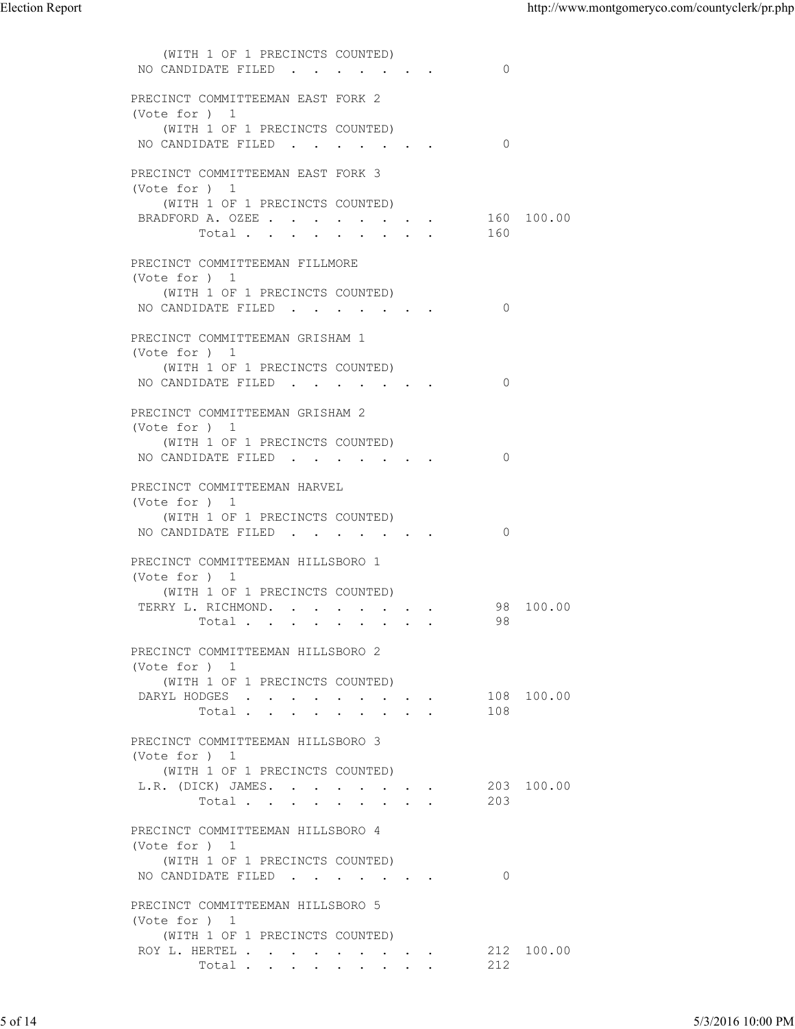(WITH 1 OF 1 PRECINCTS COUNTED)
NO CANDIDATE FILED . . . . . . . 0

PRECINCT COMMITTEEMAN EAST FORK 2
(Vote for ) 1
(WITH 1 OF 1 PRECINCTS COUNTED)
NO CANDIDATE FILED . . . . . . . 0

PRECINCT COMMITTEEMAN EAST FORK 3
(Vote for ) 1
(WITH 1 OF 1 PRECINCTS COUNTED)

| | | |
|---|---|---|
| BRADFORD A. OZEE . . . . . . . . . | 160 | 100.00 |
| Total . . . . . . . . . | 160 | |

PRECINCT COMMITTEEMAN FILLMORE
(Vote for ) 1
(WITH 1 OF 1 PRECINCTS COUNTED)
NO CANDIDATE FILED . . . . . . . 0

PRECINCT COMMITTEEMAN GRISHAM 1
(Vote for ) 1
(WITH 1 OF 1 PRECINCTS COUNTED)
NO CANDIDATE FILED . . . . . . . 0

PRECINCT COMMITTEEMAN GRISHAM 2
(Vote for ) 1
(WITH 1 OF 1 PRECINCTS COUNTED)
NO CANDIDATE FILED . . . . . . . 0

PRECINCT COMMITTEEMAN HARVEL
(Vote for ) 1
(WITH 1 OF 1 PRECINCTS COUNTED)
NO CANDIDATE FILED . . . . . . . 0

PRECINCT COMMITTEEMAN HILLSBORO 1
(Vote for ) 1
(WITH 1 OF 1 PRECINCTS COUNTED)

| | | |
|---|---|---|
| TERRY L. RICHMOND. . . . . . . . | 98 | 100.00 |
| Total . . . . . . . . . | 98 | |

PRECINCT COMMITTEEMAN HILLSBORO 2
(Vote for ) 1
(WITH 1 OF 1 PRECINCTS COUNTED)

| | | |
|---|---|---|
| DARYL HODGES . . . . . . . . . | 108 | 100.00 |
| Total . . . . . . . . . | 108 | |

PRECINCT COMMITTEEMAN HILLSBORO 3
(Vote for ) 1
(WITH 1 OF 1 PRECINCTS COUNTED)

| | | |
|---|---|---|
| L.R. (DICK) JAMES. . . . . . . . | 203 | 100.00 |
| Total . . . . . . . . . | 203 | |

PRECINCT COMMITTEEMAN HILLSBORO 4
(Vote for ) 1
(WITH 1 OF 1 PRECINCTS COUNTED)
NO CANDIDATE FILED . . . . . . . 0

PRECINCT COMMITTEEMAN HILLSBORO 5
(Vote for ) 1
(WITH 1 OF 1 PRECINCTS COUNTED)

| | | |
|---|---|---|
| ROY L. HERTEL . . . . . . . . . | 212 | 100.00 |
| Total . . . . . . . . . | 212 | |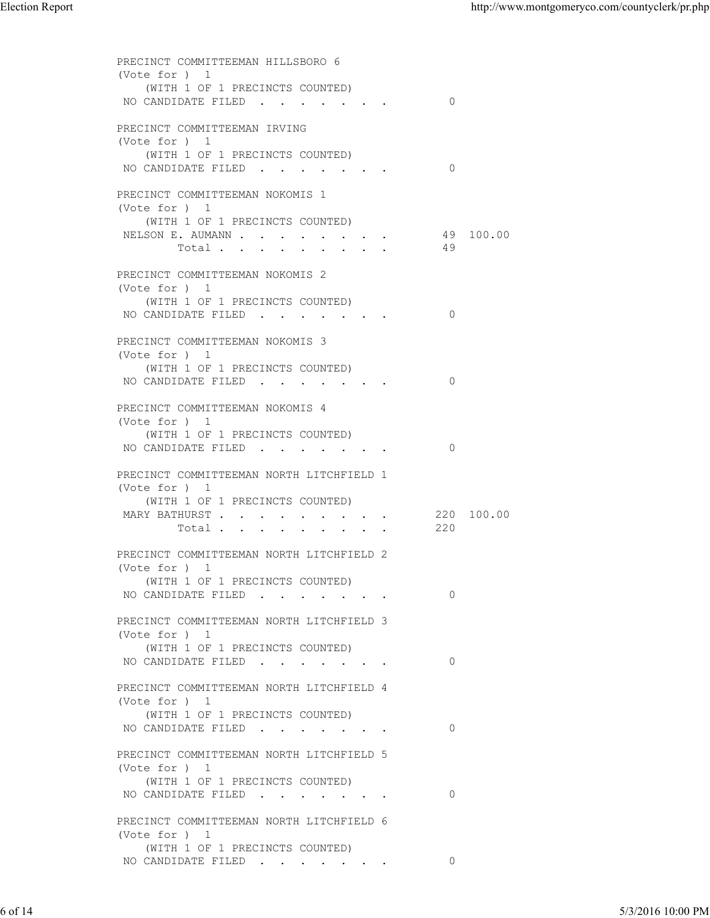PRECINCT COMMITTEEMAN HILLSBORO 6
(Vote for ) 1
(WITH 1 OF 1 PRECINCTS COUNTED)

| | | |
|---|---|---|
| NO CANDIDATE FILED . . . . . . . . | 0 | |

PRECINCT COMMITTEEMAN IRVING
(Vote for ) 1
(WITH 1 OF 1 PRECINCTS COUNTED)

| | | |
|---|---|---|
| NO CANDIDATE FILED . . . . . . . . | 0 | |

PRECINCT COMMITTEEMAN NOKOMIS 1
(Vote for ) 1
(WITH 1 OF 1 PRECINCTS COUNTED)

| | | |
|---|---|---|
| NELSON E. AUMANN . . . . . . . . . | 49 | 100.00 |
| Total . . . . . . . . . | 49 | |

PRECINCT COMMITTEEMAN NOKOMIS 2
(Vote for ) 1
(WITH 1 OF 1 PRECINCTS COUNTED)

| | | |
|---|---|---|
| NO CANDIDATE FILED . . . . . . . . | 0 | |

PRECINCT COMMITTEEMAN NOKOMIS 3
(Vote for ) 1
(WITH 1 OF 1 PRECINCTS COUNTED)

| | | |
|---|---|---|
| NO CANDIDATE FILED . . . . . . . . | 0 | |

PRECINCT COMMITTEEMAN NOKOMIS 4
(Vote for ) 1
(WITH 1 OF 1 PRECINCTS COUNTED)

| | | |
|---|---|---|
| NO CANDIDATE FILED . . . . . . . . | 0 | |

PRECINCT COMMITTEEMAN NORTH LITCHFIELD 1
(Vote for ) 1
(WITH 1 OF 1 PRECINCTS COUNTED)

| | | |
|---|---|---|
| MARY BATHURST . . . . . . . . . . | 220 | 100.00 |
| Total . . . . . . . . . | 220 | |

PRECINCT COMMITTEEMAN NORTH LITCHFIELD 2
(Vote for ) 1
(WITH 1 OF 1 PRECINCTS COUNTED)

| | | |
|---|---|---|
| NO CANDIDATE FILED . . . . . . . . | 0 | |

PRECINCT COMMITTEEMAN NORTH LITCHFIELD 3
(Vote for ) 1
(WITH 1 OF 1 PRECINCTS COUNTED)

| | | |
|---|---|---|
| NO CANDIDATE FILED . . . . . . . . | 0 | |

PRECINCT COMMITTEEMAN NORTH LITCHFIELD 4
(Vote for ) 1
(WITH 1 OF 1 PRECINCTS COUNTED)

| | | |
|---|---|---|
| NO CANDIDATE FILED . . . . . . . . | 0 | |

PRECINCT COMMITTEEMAN NORTH LITCHFIELD 5
(Vote for ) 1
(WITH 1 OF 1 PRECINCTS COUNTED)

| | | |
|---|---|---|
| NO CANDIDATE FILED . . . . . . . . | 0 | |

PRECINCT COMMITTEEMAN NORTH LITCHFIELD 6
(Vote for ) 1
(WITH 1 OF 1 PRECINCTS COUNTED)

| | | |
|---|---|---|
| NO CANDIDATE FILED . . . . . . . . | 0 | |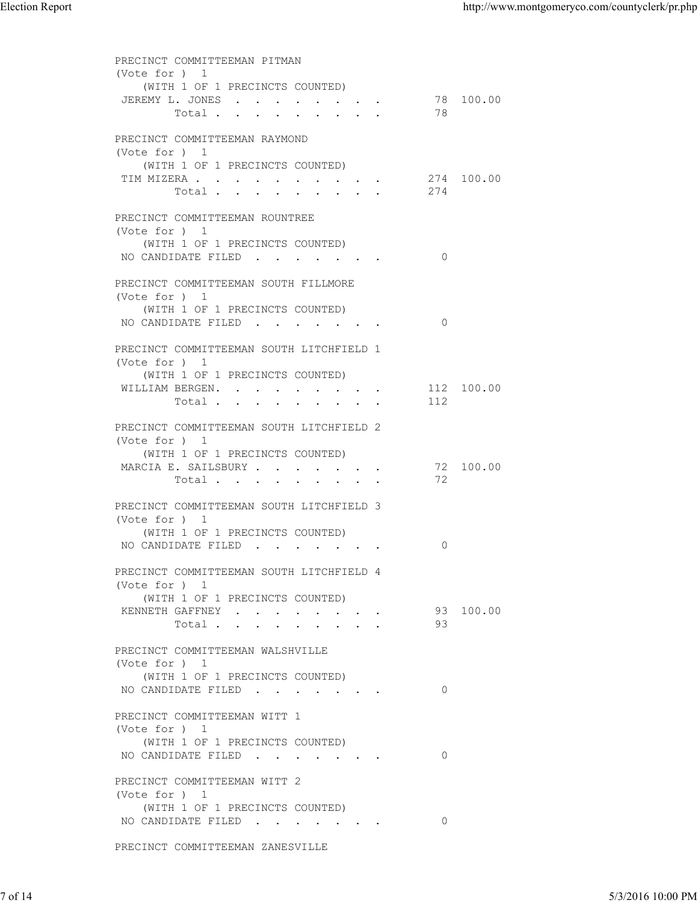PRECINCT COMMITTEEMAN PITMAN
(Vote for ) 1
(WITH 1 OF 1 PRECINCTS COUNTED)

| | | |
|---|---|---|
| JEREMY L. JONES | 78 | 100.00 |
| Total | 78 | |

PRECINCT COMMITTEEMAN RAYMOND
(Vote for ) 1
(WITH 1 OF 1 PRECINCTS COUNTED)

| | | |
|---|---|---|
| TIM MIZERA | 274 | 100.00 |
| Total | 274 | |

PRECINCT COMMITTEEMAN ROUNTREE
(Vote for ) 1
(WITH 1 OF 1 PRECINCTS COUNTED)

| | |
|---|---|
| NO CANDIDATE FILED | 0 |

PRECINCT COMMITTEEMAN SOUTH FILLMORE
(Vote for ) 1
(WITH 1 OF 1 PRECINCTS COUNTED)

| | |
|---|---|
| NO CANDIDATE FILED | 0 |

PRECINCT COMMITTEEMAN SOUTH LITCHFIELD 1
(Vote for ) 1
(WITH 1 OF 1 PRECINCTS COUNTED)

| | | |
|---|---|---|
| WILLIAM BERGEN. | 112 | 100.00 |
| Total | 112 | |

PRECINCT COMMITTEEMAN SOUTH LITCHFIELD 2
(Vote for ) 1
(WITH 1 OF 1 PRECINCTS COUNTED)

| | | |
|---|---|---|
| MARCIA E. SAILSBURY | 72 | 100.00 |
| Total | 72 | |

PRECINCT COMMITTEEMAN SOUTH LITCHFIELD 3
(Vote for ) 1
(WITH 1 OF 1 PRECINCTS COUNTED)

| | |
|---|---|
| NO CANDIDATE FILED | 0 |

PRECINCT COMMITTEEMAN SOUTH LITCHFIELD 4
(Vote for ) 1
(WITH 1 OF 1 PRECINCTS COUNTED)

| | | |
|---|---|---|
| KENNETH GAFFNEY | 93 | 100.00 |
| Total | 93 | |

PRECINCT COMMITTEEMAN WALSHVILLE
(Vote for ) 1
(WITH 1 OF 1 PRECINCTS COUNTED)

| | |
|---|---|
| NO CANDIDATE FILED | 0 |

PRECINCT COMMITTEEMAN WITT 1
(Vote for ) 1
(WITH 1 OF 1 PRECINCTS COUNTED)

| | |
|---|---|
| NO CANDIDATE FILED | 0 |

PRECINCT COMMITTEEMAN WITT 2
(Vote for ) 1
(WITH 1 OF 1 PRECINCTS COUNTED)

| | |
|---|---|
| NO CANDIDATE FILED | 0 |

PRECINCT COMMITTEEMAN ZANESVILLE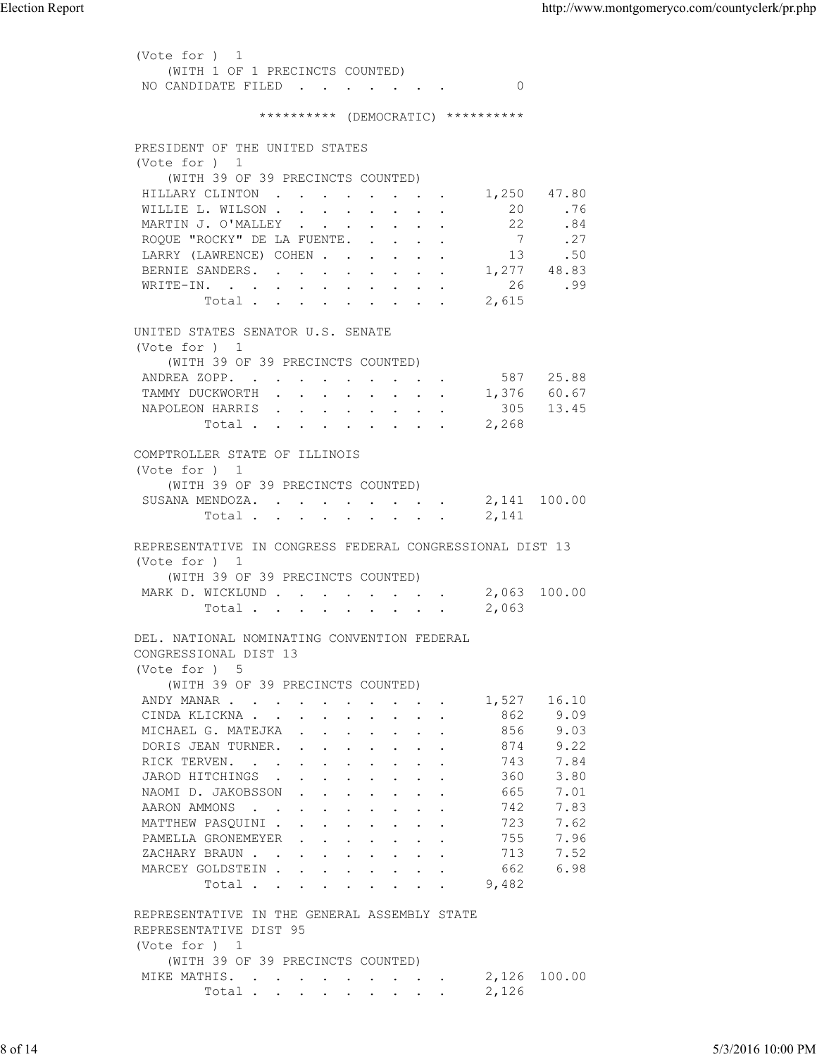(Vote for ) 1
(WITH 1 OF 1 PRECINCTS COUNTED)

| Candidate | Votes | Percent |
|---|---|---|
| NO CANDIDATE FILED | 0 | |

********** (DEMOCRATIC) **********

## PRESIDENT OF THE UNITED STATES

(Vote for ) 1
(WITH 39 OF 39 PRECINCTS COUNTED)

| Candidate | Votes | Percent |
|---|---|---|
| HILLARY CLINTON | 1,250 | 47.80 |
| WILLIE L. WILSON | 20 | .76 |
| MARTIN J. O'MALLEY | 22 | .84 |
| ROQUE "ROCKY" DE LA FUENTE | 7 | .27 |
| LARRY (LAWRENCE) COHEN | 13 | .50 |
| BERNIE SANDERS | 1,277 | 48.83 |
| WRITE-IN | 26 | .99 |
| Total | 2,615 | |

## UNITED STATES SENATOR U.S. SENATE

(Vote for ) 1
(WITH 39 OF 39 PRECINCTS COUNTED)

| Candidate | Votes | Percent |
|---|---|---|
| ANDREA ZOPP | 587 | 25.88 |
| TAMMY DUCKWORTH | 1,376 | 60.67 |
| NAPOLEON HARRIS | 305 | 13.45 |
| Total | 2,268 | |

## COMPTROLLER STATE OF ILLINOIS

(Vote for ) 1
(WITH 39 OF 39 PRECINCTS COUNTED)

| Candidate | Votes | Percent |
|---|---|---|
| SUSANA MENDOZA | 2,141 | 100.00 |
| Total | 2,141 | |

## REPRESENTATIVE IN CONGRESS FEDERAL CONGRESSIONAL DIST 13

(Vote for ) 1
(WITH 39 OF 39 PRECINCTS COUNTED)

| Candidate | Votes | Percent |
|---|---|---|
| MARK D. WICKLUND | 2,063 | 100.00 |
| Total | 2,063 | |

## DEL. NATIONAL NOMINATING CONVENTION FEDERAL CONGRESSIONAL DIST 13

(Vote for ) 5
(WITH 39 OF 39 PRECINCTS COUNTED)

| Candidate | Votes | Percent |
|---|---|---|
| ANDY MANAR | 1,527 | 16.10 |
| CINDA KLICKNA | 862 | 9.09 |
| MICHAEL G. MATEJKA | 856 | 9.03 |
| DORIS JEAN TURNER | 874 | 9.22 |
| RICK TERVEN | 743 | 7.84 |
| JAROD HITCHINGS | 360 | 3.80 |
| NAOMI D. JAKOBSSON | 665 | 7.01 |
| AARON AMMONS | 742 | 7.83 |
| MATTHEW PASQUINI | 723 | 7.62 |
| PAMELLA GRONEMEYER | 755 | 7.96 |
| ZACHARY BRAUN | 713 | 7.52 |
| MARCEY GOLDSTEIN | 662 | 6.98 |
| Total | 9,482 | |

## REPRESENTATIVE IN THE GENERAL ASSEMBLY STATE REPRESENTATIVE DIST 95

(Vote for ) 1
(WITH 39 OF 39 PRECINCTS COUNTED)

| Candidate | Votes | Percent |
|---|---|---|
| MIKE MATHIS | 2,126 | 100.00 |
| Total | 2,126 | |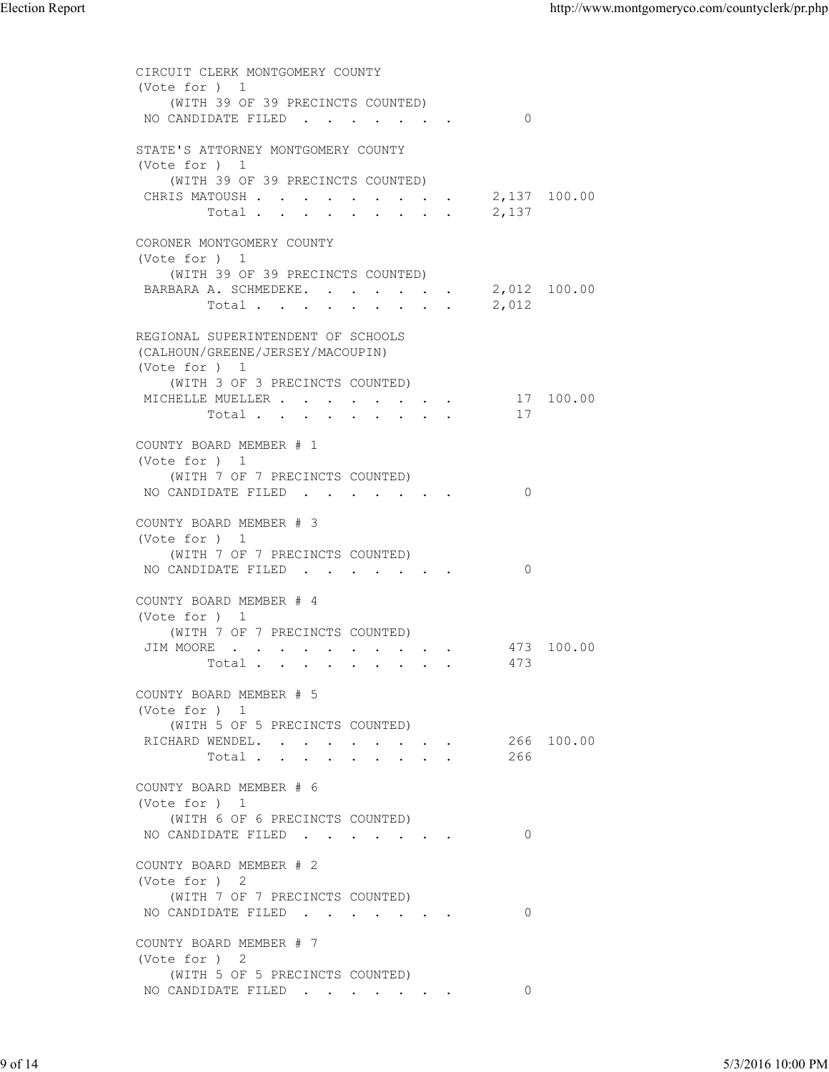CIRCUIT CLERK MONTGOMERY COUNTY
(Vote for ) 1
(WITH 39 OF 39 PRECINCTS COUNTED)

| | | |
|---|---|---|
| NO CANDIDATE FILED | 0 | |

STATE'S ATTORNEY MONTGOMERY COUNTY
(Vote for ) 1
(WITH 39 OF 39 PRECINCTS COUNTED)

| | | |
|---|---|---|
| CHRIS MATOUSH | 2,137 | 100.00 |
| Total | 2,137 | |

CORONER MONTGOMERY COUNTY
(Vote for ) 1
(WITH 39 OF 39 PRECINCTS COUNTED)

| | | |
|---|---|---|
| BARBARA A. SCHMEDEKE. | 2,012 | 100.00 |
| Total | 2,012 | |

REGIONAL SUPERINTENDENT OF SCHOOLS
(CALHOUN/GREENE/JERSEY/MACOUPIN)
(Vote for ) 1
(WITH 3 OF 3 PRECINCTS COUNTED)

| | | |
|---|---|---|
| MICHELLE MUELLER | 17 | 100.00 |
| Total | 17 | |

COUNTY BOARD MEMBER # 1
(Vote for ) 1
(WITH 7 OF 7 PRECINCTS COUNTED)

| | | |
|---|---|---|
| NO CANDIDATE FILED | 0 | |

COUNTY BOARD MEMBER # 3
(Vote for ) 1
(WITH 7 OF 7 PRECINCTS COUNTED)

| | | |
|---|---|---|
| NO CANDIDATE FILED | 0 | |

COUNTY BOARD MEMBER # 4
(Vote for ) 1
(WITH 7 OF 7 PRECINCTS COUNTED)

| | | |
|---|---|---|
| JIM MOORE | 473 | 100.00 |
| Total | 473 | |

COUNTY BOARD MEMBER # 5
(Vote for ) 1
(WITH 5 OF 5 PRECINCTS COUNTED)

| | | |
|---|---|---|
| RICHARD WENDEL. | 266 | 100.00 |
| Total | 266 | |

COUNTY BOARD MEMBER # 6
(Vote for ) 1
(WITH 6 OF 6 PRECINCTS COUNTED)

| | | |
|---|---|---|
| NO CANDIDATE FILED | 0 | |

COUNTY BOARD MEMBER # 2
(Vote for ) 2
(WITH 7 OF 7 PRECINCTS COUNTED)

| | | |
|---|---|---|
| NO CANDIDATE FILED | 0 | |

COUNTY BOARD MEMBER # 7
(Vote for ) 2
(WITH 5 OF 5 PRECINCTS COUNTED)

| | | |
|---|---|---|
| NO CANDIDATE FILED | 0 | |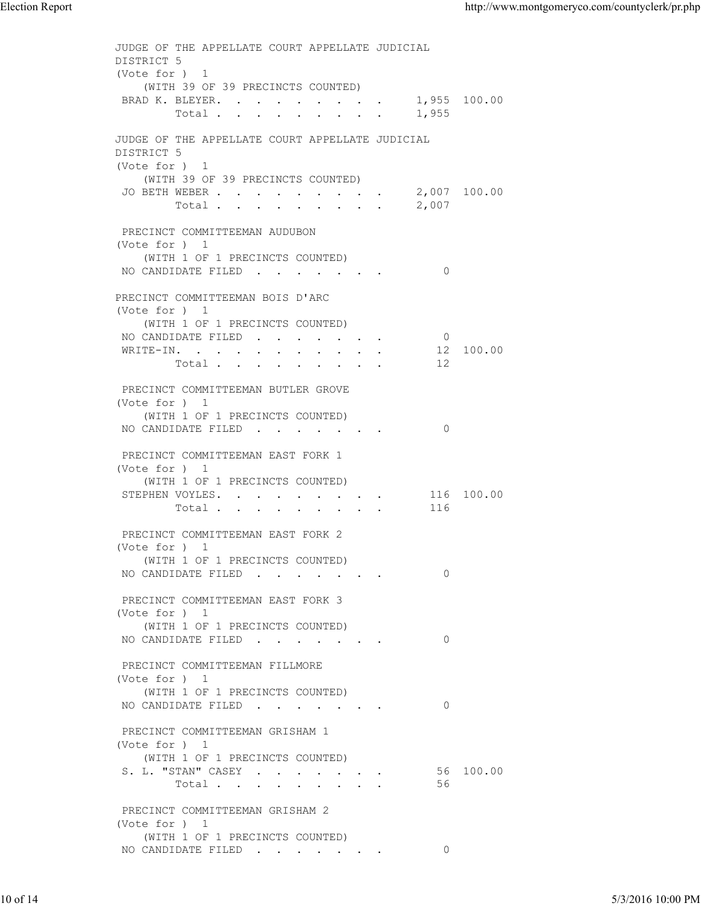JUDGE OF THE APPELLATE COURT APPELLATE JUDICIAL DISTRICT 5
(Vote for ) 1
(WITH 39 OF 39 PRECINCTS COUNTED)

| | | |
|---|---|---|
| BRAD K. BLEYER | 1,955 | 100.00 |
| Total | 1,955 | |

JUDGE OF THE APPELLATE COURT APPELLATE JUDICIAL DISTRICT 5
(Vote for ) 1
(WITH 39 OF 39 PRECINCTS COUNTED)

| | | |
|---|---|---|
| JO BETH WEBER | 2,007 | 100.00 |
| Total | 2,007 | |

PRECINCT COMMITTEEMAN AUDUBON
(Vote for ) 1
(WITH 1 OF 1 PRECINCTS COUNTED)

| | | |
|---|---|---|
| NO CANDIDATE FILED | 0 | |

PRECINCT COMMITTEEMAN BOIS D'ARC
(Vote for ) 1
(WITH 1 OF 1 PRECINCTS COUNTED)

| | | |
|---|---|---|
| NO CANDIDATE FILED | 0 | |
| WRITE-IN. | 12 | 100.00 |
| Total | 12 | |

PRECINCT COMMITTEEMAN BUTLER GROVE
(Vote for ) 1
(WITH 1 OF 1 PRECINCTS COUNTED)

| | | |
|---|---|---|
| NO CANDIDATE FILED | 0 | |

PRECINCT COMMITTEEMAN EAST FORK 1
(Vote for ) 1
(WITH 1 OF 1 PRECINCTS COUNTED)

| | | |
|---|---|---|
| STEPHEN VOYLES | 116 | 100.00 |
| Total | 116 | |

PRECINCT COMMITTEEMAN EAST FORK 2
(Vote for ) 1
(WITH 1 OF 1 PRECINCTS COUNTED)

| | | |
|---|---|---|
| NO CANDIDATE FILED | 0 | |

PRECINCT COMMITTEEMAN EAST FORK 3
(Vote for ) 1
(WITH 1 OF 1 PRECINCTS COUNTED)

| | | |
|---|---|---|
| NO CANDIDATE FILED | 0 | |

PRECINCT COMMITTEEMAN FILLMORE
(Vote for ) 1
(WITH 1 OF 1 PRECINCTS COUNTED)

| | | |
|---|---|---|
| NO CANDIDATE FILED | 0 | |

PRECINCT COMMITTEEMAN GRISHAM 1
(Vote for ) 1
(WITH 1 OF 1 PRECINCTS COUNTED)

| | | |
|---|---|---|
| S. L. "STAN" CASEY | 56 | 100.00 |
| Total | 56 | |

PRECINCT COMMITTEEMAN GRISHAM 2
(Vote for ) 1
(WITH 1 OF 1 PRECINCTS COUNTED)

| | | |
|---|---|---|
| NO CANDIDATE FILED | 0 | |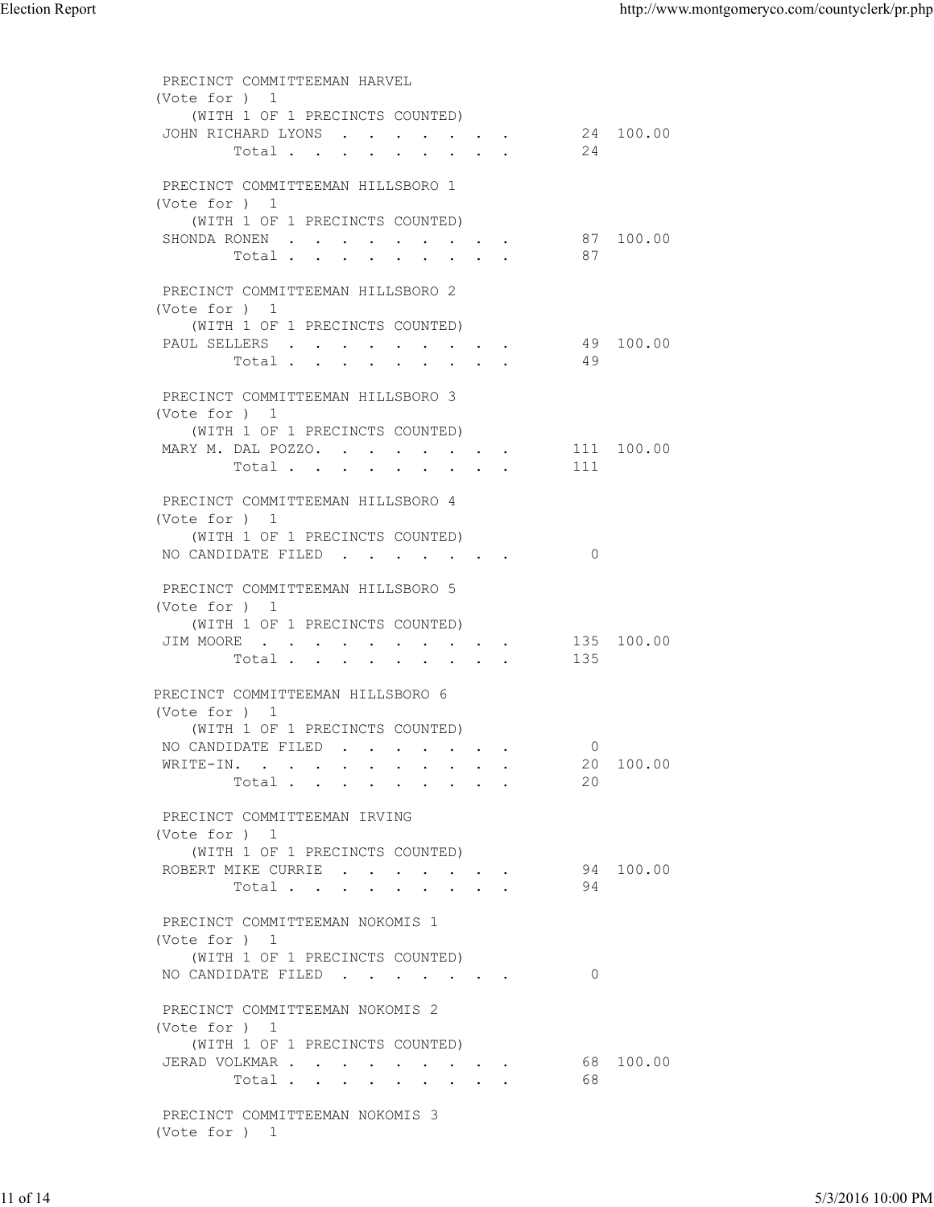PRECINCT COMMITTEEMAN HARVEL
(Vote for ) 1
(WITH 1 OF 1 PRECINCTS COUNTED)

| | Votes | Percent |
|---|---|---|
| JOHN RICHARD LYONS | 24 | 100.00 |
| Total | 24 | |

PRECINCT COMMITTEEMAN HILLSBORO 1
(Vote for ) 1
(WITH 1 OF 1 PRECINCTS COUNTED)

| | Votes | Percent |
|---|---|---|
| SHONDA RONEN | 87 | 100.00 |
| Total | 87 | |

PRECINCT COMMITTEEMAN HILLSBORO 2
(Vote for ) 1
(WITH 1 OF 1 PRECINCTS COUNTED)

| | Votes | Percent |
|---|---|---|
| PAUL SELLERS | 49 | 100.00 |
| Total | 49 | |

PRECINCT COMMITTEEMAN HILLSBORO 3
(Vote for ) 1
(WITH 1 OF 1 PRECINCTS COUNTED)

| | Votes | Percent |
|---|---|---|
| MARY M. DAL POZZO | 111 | 100.00 |
| Total | 111 | |

PRECINCT COMMITTEEMAN HILLSBORO 4
(Vote for ) 1
(WITH 1 OF 1 PRECINCTS COUNTED)

| | Votes | Percent |
|---|---|---|
| NO CANDIDATE FILED | 0 | |

PRECINCT COMMITTEEMAN HILLSBORO 5
(Vote for ) 1
(WITH 1 OF 1 PRECINCTS COUNTED)

| | Votes | Percent |
|---|---|---|
| JIM MOORE | 135 | 100.00 |
| Total | 135 | |

PRECINCT COMMITTEEMAN HILLSBORO 6
(Vote for ) 1
(WITH 1 OF 1 PRECINCTS COUNTED)

| | Votes | Percent |
|---|---|---|
| NO CANDIDATE FILED | 0 | |
| WRITE-IN. | 20 | 100.00 |
| Total | 20 | |

PRECINCT COMMITTEEMAN IRVING
(Vote for ) 1
(WITH 1 OF 1 PRECINCTS COUNTED)

| | Votes | Percent |
|---|---|---|
| ROBERT MIKE CURRIE | 94 | 100.00 |
| Total | 94 | |

PRECINCT COMMITTEEMAN NOKOMIS 1
(Vote for ) 1
(WITH 1 OF 1 PRECINCTS COUNTED)

| | Votes | Percent |
|---|---|---|
| NO CANDIDATE FILED | 0 | |

PRECINCT COMMITTEEMAN NOKOMIS 2
(Vote for ) 1
(WITH 1 OF 1 PRECINCTS COUNTED)

| | Votes | Percent |
|---|---|---|
| JERAD VOLKMAR | 68 | 100.00 |
| Total | 68 | |

PRECINCT COMMITTEEMAN NOKOMIS 3
(Vote for ) 1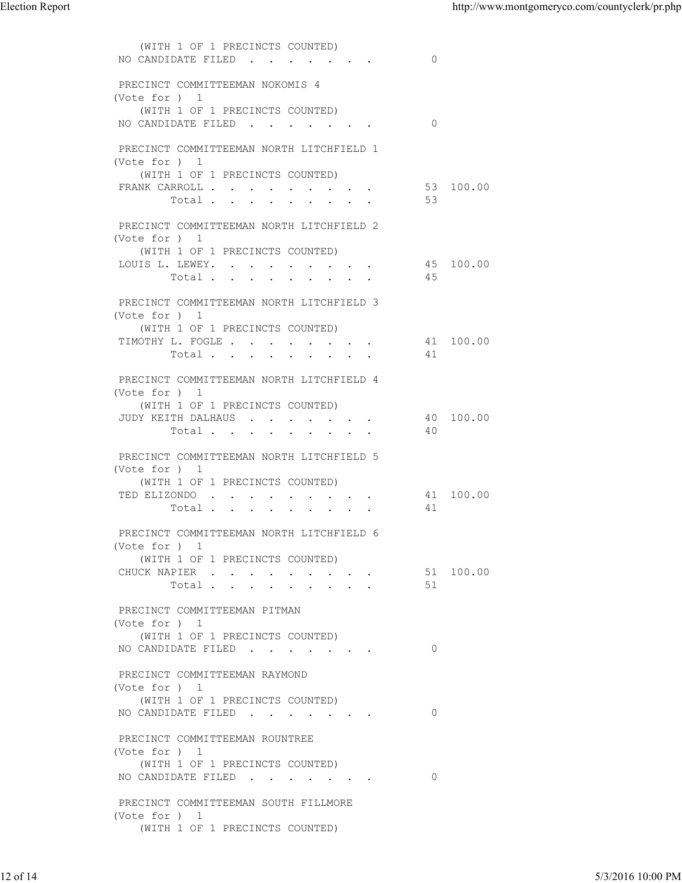(WITH 1 OF 1 PRECINCTS COUNTED)
NO CANDIDATE FILED . . . . . . . . 0

PRECINCT COMMITTEEMAN NOKOMIS 4
(Vote for ) 1
(WITH 1 OF 1 PRECINCTS COUNTED)
NO CANDIDATE FILED . . . . . . . . 0

PRECINCT COMMITTEEMAN NORTH LITCHFIELD 1
(Vote for ) 1
(WITH 1 OF 1 PRECINCTS COUNTED)

| | | |
|---|---|---|
| FRANK CARROLL . . . . . . . . . . | 53 | 100.00 |
| Total . . . . . . . . . . | 53 | |

PRECINCT COMMITTEEMAN NORTH LITCHFIELD 2
(Vote for ) 1
(WITH 1 OF 1 PRECINCTS COUNTED)

| | | |
|---|---|---|
| LOUIS L. LEWEY. . . . . . . . . . | 45 | 100.00 |
| Total . . . . . . . . . . | 45 | |

PRECINCT COMMITTEEMAN NORTH LITCHFIELD 3
(Vote for ) 1
(WITH 1 OF 1 PRECINCTS COUNTED)

| | | |
|---|---|---|
| TIMOTHY L. FOGLE . . . . . . . . . | 41 | 100.00 |
| Total . . . . . . . . . . | 41 | |

PRECINCT COMMITTEEMAN NORTH LITCHFIELD 4
(Vote for ) 1
(WITH 1 OF 1 PRECINCTS COUNTED)

| | | |
|---|---|---|
| JUDY KEITH DALHAUS . . . . . . . . | 40 | 100.00 |
| Total . . . . . . . . . . | 40 | |

PRECINCT COMMITTEEMAN NORTH LITCHFIELD 5
(Vote for ) 1
(WITH 1 OF 1 PRECINCTS COUNTED)

| | | |
|---|---|---|
| TED ELIZONDO . . . . . . . . . . | 41 | 100.00 |
| Total . . . . . . . . . . | 41 | |

PRECINCT COMMITTEEMAN NORTH LITCHFIELD 6
(Vote for ) 1
(WITH 1 OF 1 PRECINCTS COUNTED)

| | | |
|---|---|---|
| CHUCK NAPIER . . . . . . . . . . | 51 | 100.00 |
| Total . . . . . . . . . . | 51 | |

PRECINCT COMMITTEEMAN PITMAN
(Vote for ) 1
(WITH 1 OF 1 PRECINCTS COUNTED)
NO CANDIDATE FILED . . . . . . . . 0

PRECINCT COMMITTEEMAN RAYMOND
(Vote for ) 1
(WITH 1 OF 1 PRECINCTS COUNTED)
NO CANDIDATE FILED . . . . . . . . 0

PRECINCT COMMITTEEMAN ROUNTREE
(Vote for ) 1
(WITH 1 OF 1 PRECINCTS COUNTED)
NO CANDIDATE FILED . . . . . . . . 0

PRECINCT COMMITTEEMAN SOUTH FILLMORE
(Vote for ) 1
(WITH 1 OF 1 PRECINCTS COUNTED)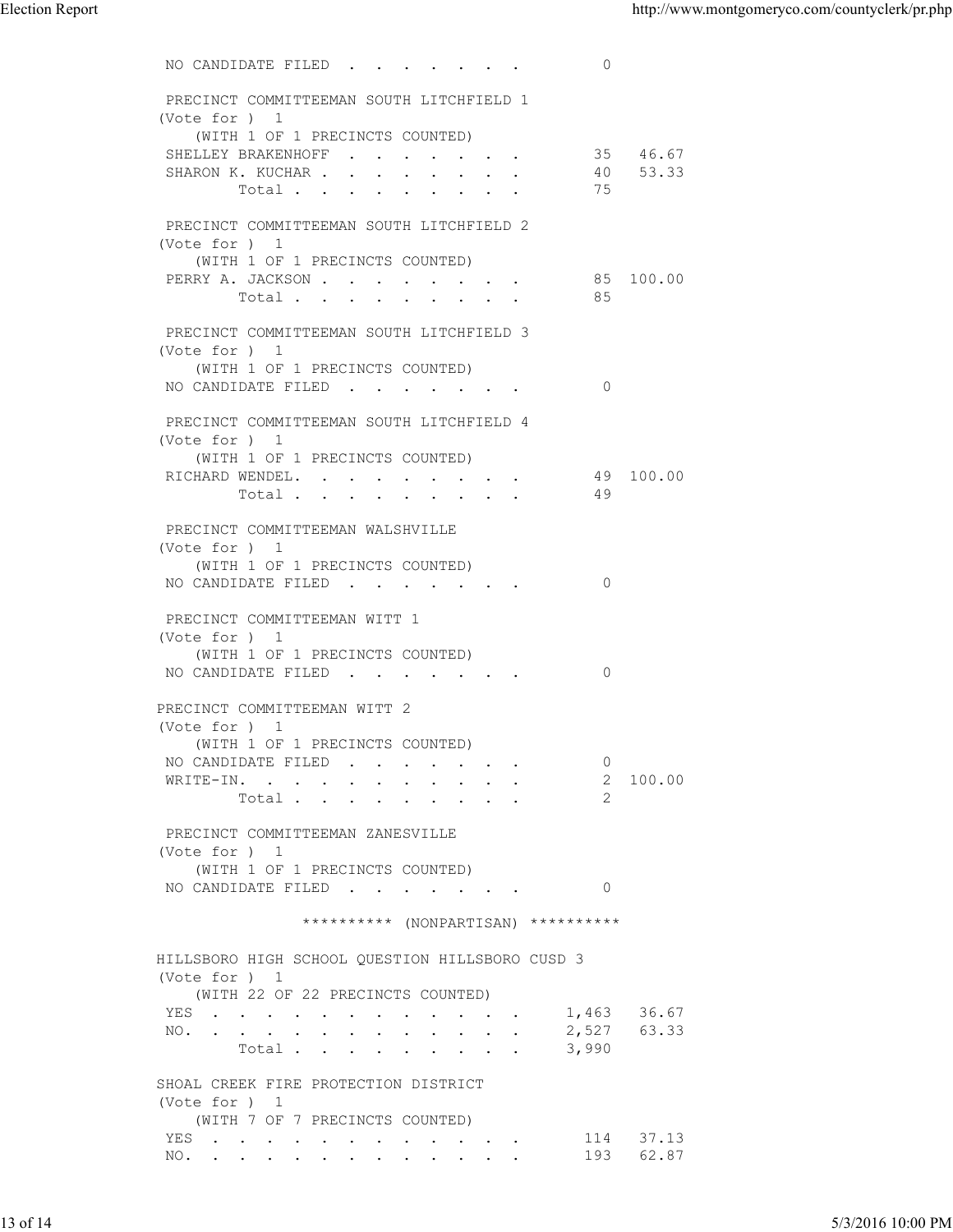NO CANDIDATE FILED . . . . . . . . 0

PRECINCT COMMITTEEMAN SOUTH LITCHFIELD 1
(Vote for ) 1
(WITH 1 OF 1 PRECINCTS COUNTED)

| | | |
|---|---|---|
| SHELLEY BRAKENHOFF | 35 | 46.67 |
| SHARON K. KUCHAR | 40 | 53.33 |
| Total | 75 | |

PRECINCT COMMITTEEMAN SOUTH LITCHFIELD 2
(Vote for ) 1
(WITH 1 OF 1 PRECINCTS COUNTED)

| | | |
|---|---|---|
| PERRY A. JACKSON | 85 | 100.00 |
| Total | 85 | |

PRECINCT COMMITTEEMAN SOUTH LITCHFIELD 3
(Vote for ) 1
(WITH 1 OF 1 PRECINCTS COUNTED)
NO CANDIDATE FILED . . . . . . . . 0

PRECINCT COMMITTEEMAN SOUTH LITCHFIELD 4
(Vote for ) 1
(WITH 1 OF 1 PRECINCTS COUNTED)

| | | |
|---|---|---|
| RICHARD WENDEL | 49 | 100.00 |
| Total | 49 | |

PRECINCT COMMITTEEMAN WALSHVILLE
(Vote for ) 1
(WITH 1 OF 1 PRECINCTS COUNTED)
NO CANDIDATE FILED . . . . . . . . 0

PRECINCT COMMITTEEMAN WITT 1
(Vote for ) 1
(WITH 1 OF 1 PRECINCTS COUNTED)
NO CANDIDATE FILED . . . . . . . . 0

PRECINCT COMMITTEEMAN WITT 2
(Vote for ) 1
(WITH 1 OF 1 PRECINCTS COUNTED)

| | | |
|---|---|---|
| NO CANDIDATE FILED | 0 | |
| WRITE-IN | 2 | 100.00 |
| Total | 2 | |

PRECINCT COMMITTEEMAN ZANESVILLE
(Vote for ) 1
(WITH 1 OF 1 PRECINCTS COUNTED)
NO CANDIDATE FILED . . . . . . . . 0

********** (NONPARTISAN) **********

HILLSBORO HIGH SCHOOL QUESTION HILLSBORO CUSD 3
(Vote for ) 1
(WITH 22 OF 22 PRECINCTS COUNTED)

| | | |
|---|---|---|
| YES | 1,463 | 36.67 |
| NO | 2,527 | 63.33 |
| Total | 3,990 | |

SHOAL CREEK FIRE PROTECTION DISTRICT
(Vote for ) 1
(WITH 7 OF 7 PRECINCTS COUNTED)

| | | |
|---|---|---|
| YES | 114 | 37.13 |
| NO | 193 | 62.87 |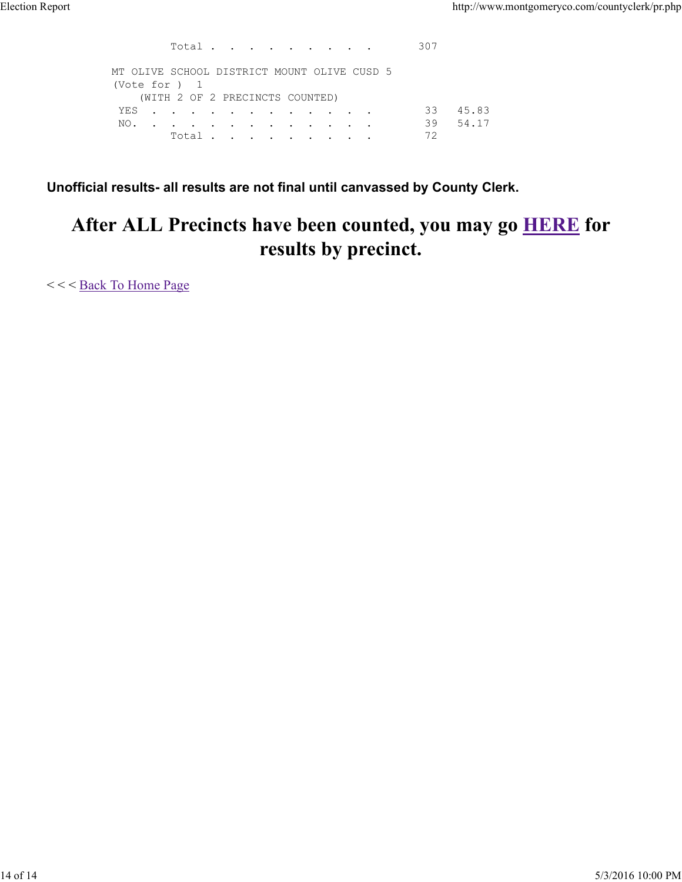| | | |
|---|---|---|
| Total | 307 | |

MT OLIVE SCHOOL DISTRICT MOUNT OLIVE CUSD 5
(Vote for ) 1
(WITH 2 OF 2 PRECINCTS COUNTED)

| | | |
|---|---|---|
| YES | 33 | 45.83 |
| NO. | 39 | 54.17 |
| Total | 72 | |

**Unofficial results- all results are not final until canvassed by County Clerk.**

## After ALL Precincts have been counted, you may go HERE for results by precinct.

<<< Back To Home Page